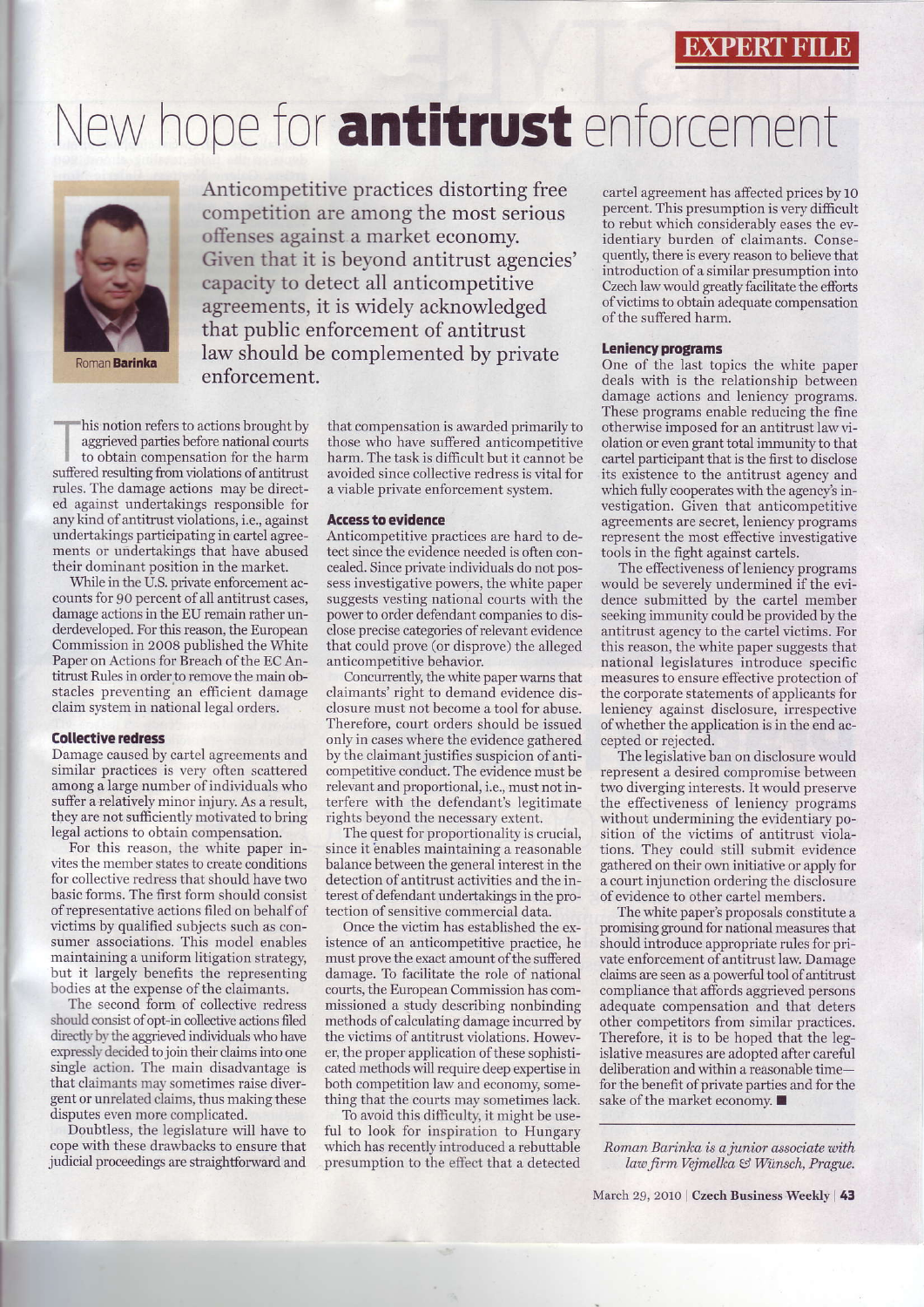EXPERT FILE

# New hope for **antitrust** enforcement

Roman **Barinka**

Anticompetitive practices distorting free competition are among the most serious offenses against a market economy. Given that it is beyond antitrust agencies' capacity to detect all anticompetitive agreements, it is widely acknowledged that public enforcement of antitrust law should be complemented by private enforcement.

This notion refers to actions brought by aggrieved parties before national courts to obtain compensation for the harm suffered resulting from violations of antitrust rules. The damage actions may be directed against undertakings responsible for any kind of antitrust violations, i.e., against undertakings participating in cartel agreements or undertakings that have abused their dominant position in the market.

While in the U.S. private enforcement accounts for 90 percent of all antitrust cases, damage actions in the EU remain rather underdeveloped. For this reason, the European Commission in 2008 published the White Paper on Actions for Breach of the EC Antitrust Rules in order to remove the main obstacles preventing an efficient damage claim system in national legal orders.

### Collective redress

Damage caused by cartel agreements and similar practices is very often scattered among a large number of individuals who suffer a relatively minor injury. As a result, they are not sufficiently motivated to bring legal actions to obtain compensation.

For this reason, the white paper invites the member states to create conditions for collective redress that should have two basic forms. The first form should consist of representative actions filed on behalf of victims by qualified subjects such as consumer associations. This model enables maintaining a uniform litigation strategy, but it largely benefits the representing bodies at the expense of the claimants.

The second form of collective redress should consist of opt-in collective actions filed directly by the aggrieved individuals who have expressly decided to join their claims into one single action. The main disadvantage is that claimants may sometimes raise divergent or unrelated claims, thus making these disputes even more complicated.

Doubtless, the legislature will have to cope with these drawbacks to ensure that judicial proceedings are straightforward and that compensation is awarded primarily to those who have suffered anticompetitive harm. The task is difficult but it cannot be avoided since collective redress is vital for a viable private enforcement system.

### Access to evidence

Anticompetitive practices are hard to detect since the evidence needed is often concealed. Since private individuals do not possess investigative powers, the white paper suggests vesting national courts with the power to order defendant companies to disclose precise categories of relevant evidence that could prove (or disprove) the alleged anticompetitive behavior.

Concurrently, the white paper warns that claimants' right to demand evidence disclosure must not become a tool for abuse. Therefore, court orders should be issued only in cases where the evidence gathered by the claimant justifies suspicion of anticompetitive conduct. The evidence must be relevant and proportional, i.e., must not interfere with the defendant's legitimate rights beyond the necessary extent.

The quest for proportionality is crucial, since it enables maintaining a reasonable balance between the general interest in the detection of antitrust activities and the interest of defendant undertakings in the protection of sensitive commercial data.

Once the victim has established the existence of an anticompetitive practice, he must prove the exact amount of the suffered damage. To facilitate the role of national courts, the European Commission has commissioned a study describing nonbinding methods of calculating damage incurred by the victims of antitrust violations. However, the proper application of these sophisticated methods will require deep expertise in both competition law and economy, something that the courts may sometimes lack.

To avoid this difficulty, it might be useful to look for inspiration to Hungary which has recently introduced a rebuttable presumption to the effect that a detected cartel agreement has affected prices by 10 percent. This presumption is very difficult to rebut which considerably eases the evidentiary burden of claimants. Consequently, there is every reason to believe that introduction of a similar presumption into Czech law would greatly facilitate the efforts of victims to obtain adequate compensation of the suffered harm.

### Leniency programs

One of the last topics the white paper deals with is the relationship between damage actions and leniency programs. These programs enable reducing the fine otherwise imposed for an antitrust law violation or even grant total immunity to that cartel participant that is the first to disclose its existence to the antitrust agency and which fully cooperates with the agency's investigation. Given that anticompetitive agreements are secret, leniency programs represent the most effective investigative tools in the fight against cartels.

The effectiveness of leniency programs would be severely undermined if the evidence submitted by the cartel member seeking immunity could be provided by the antitrust agency to the cartel victims. For this reason, the white paper suggests that national legislatures introduce specific measures to ensure effective protection of the corporate statements of applicants for leniency against disclosure, irrespective of whether the application is in the end accepted or rejected.

The legislative ban on disclosure would represent a desired compromise between two diverging interests. It would preserve the effectiveness of leniency programs without undermining the evidentiary position of the victims of antitrust violations. They could still submit evidence gathered on their own initiative or apply for a court injunction ordering the disclosure of evidence to other cartel members.

The white paper's proposals constitute a promising ground for national measures that should introduce appropriate rules for private enforcement of antitrust law. Damage claims are seen as a powerful tool of antitrust compliance that affords aggrieved persons adequate compensation and that deters other competitors from similar practices. Therefore, it is to be hoped that the legislative measures are adopted after careful deliberation and within a reasonable time—for the benefit of private parties and for the sake of the market economy. ■

*Roman Barinka is a junior associate with law firm Vejmelka & Wünsch, Prague.*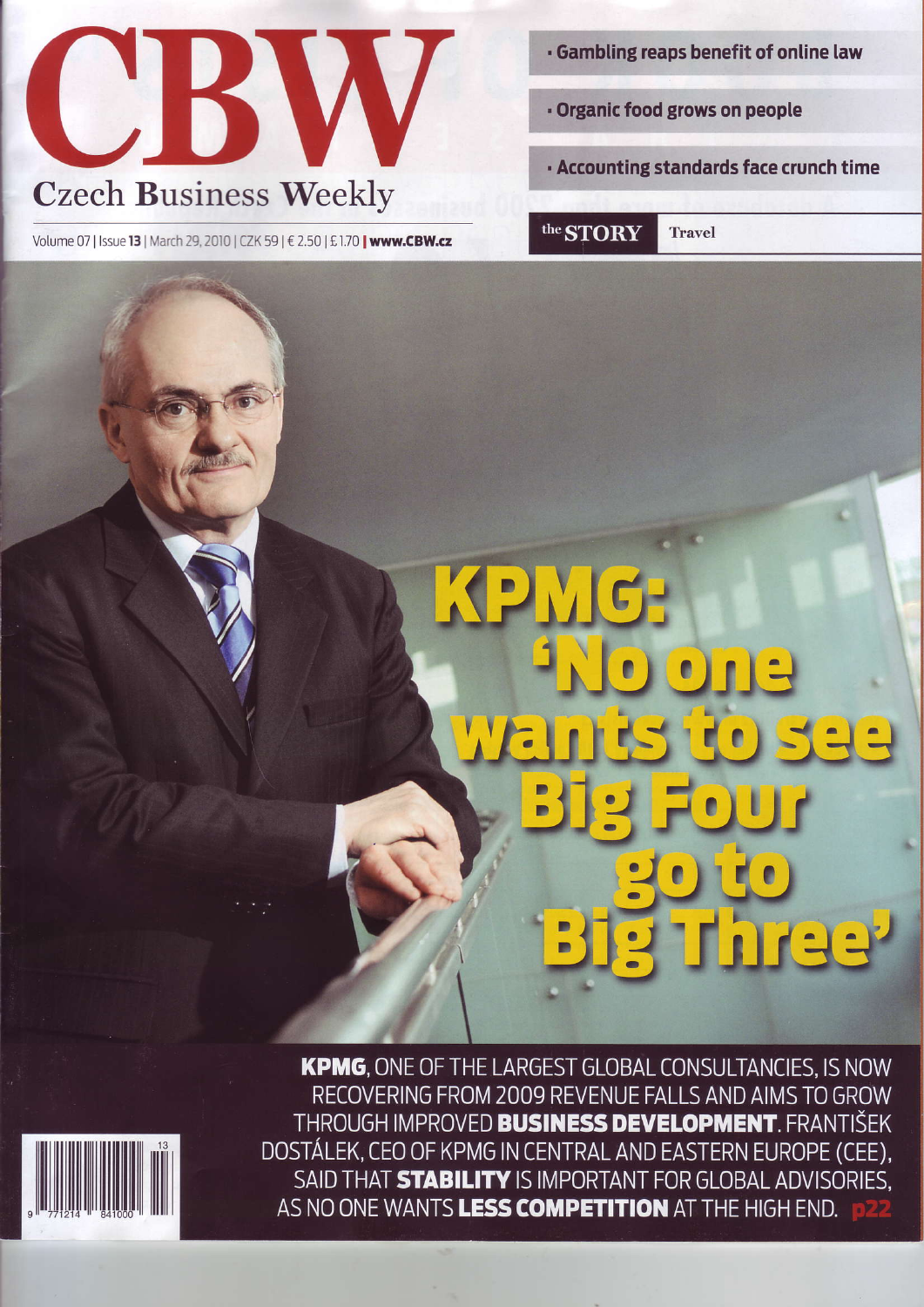# CBW

## Czech Business Weekly

Volume 07 | Issue 13 | March 29, 2010 | CZK 59 | € 2.50 | £1.70 | **www.CBW.cz**

- Gambling reaps benefit of online law
- Organic food grows on people
- Accounting standards face crunch time

**the STORY** Travel

# KPMG: 'No one wants to see Big Four go to Big Three'

**KPMG**, ONE OF THE LARGEST GLOBAL CONSULTANCIES, IS NOW RECOVERING FROM 2009 REVENUE FALLS AND AIMS TO GROW THROUGH IMPROVED **BUSINESS DEVELOPMENT**. FRANTIŠEK DOSTÁLEK, CEO OF KPMG IN CENTRAL AND EASTERN EUROPE (CEE), SAID THAT **STABILITY** IS IMPORTANT FOR GLOBAL ADVISORIES, AS NO ONE WANTS **LESS COMPETITION** AT THE HIGH END. p22